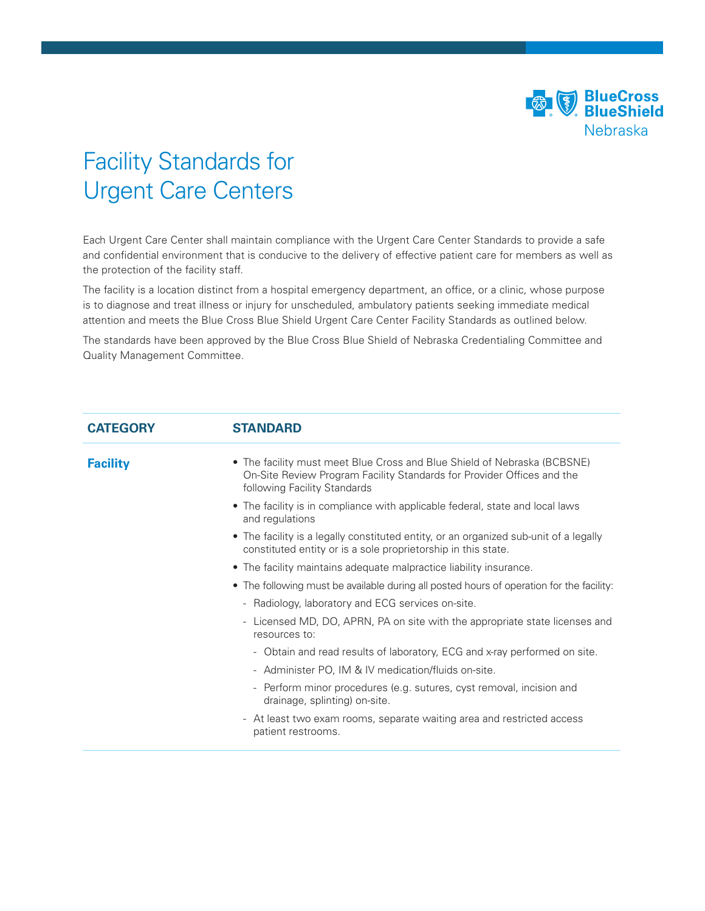# Facility Standards for Urgent Care Centers

Each Urgent Care Center shall maintain compliance with the Urgent Care Center Standards to provide a safe and confidential environment that is conducive to the delivery of effective patient care for members as well as the protection of the facility staff.

The facility is a location distinct from a hospital emergency department, an office, or a clinic, whose purpose is to diagnose and treat illness or injury for unscheduled, ambulatory patients seeking immediate medical attention and meets the Blue Cross Blue Shield Urgent Care Center Facility Standards as outlined below.

The standards have been approved by the Blue Cross Blue Shield of Nebraska Credentialing Committee and Quality Management Committee.

| CATEGORY | STANDARD |
|---|---|
| **Facility** | • The facility must meet Blue Cross and Blue Shield of Nebraska (BCBSNE) On-Site Review Program Facility Standards for Provider Offices and the following Facility Standards<br>• The facility is in compliance with applicable federal, state and local laws and regulations<br>• The facility is a legally constituted entity, or an organized sub-unit of a legally constituted entity or is a sole proprietorship in this state.<br>• The facility maintains adequate malpractice liability insurance.<br>• The following must be available during all posted hours of operation for the facility:<br>- Radiology, laboratory and ECG services on-site.<br>- Licensed MD, DO, APRN, PA on site with the appropriate state licenses and resources to:<br>  - Obtain and read results of laboratory, ECG and x-ray performed on site.<br>  - Administer PO, IM & IV medication/fluids on-site.<br>  - Perform minor procedures (e.g. sutures, cyst removal, incision and drainage, splinting) on-site.<br>- At least two exam rooms, separate waiting area and restricted access patient restrooms. |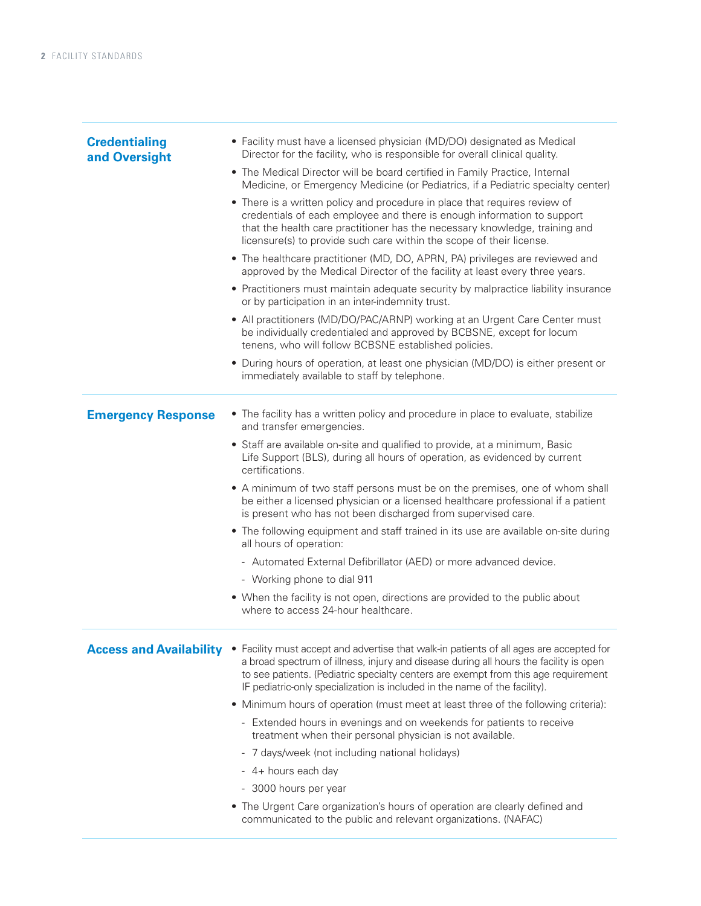## Credentialing and Oversight

- Facility must have a licensed physician (MD/DO) designated as Medical Director for the facility, who is responsible for overall clinical quality.
- The Medical Director will be board certified in Family Practice, Internal Medicine, or Emergency Medicine (or Pediatrics, if a Pediatric specialty center)
- There is a written policy and procedure in place that requires review of credentials of each employee and there is enough information to support that the health care practitioner has the necessary knowledge, training and licensure(s) to provide such care within the scope of their license.
- The healthcare practitioner (MD, DO, APRN, PA) privileges are reviewed and approved by the Medical Director of the facility at least every three years.
- Practitioners must maintain adequate security by malpractice liability insurance or by participation in an inter-indemnity trust.
- All practitioners (MD/DO/PAC/ARNP) working at an Urgent Care Center must be individually credentialed and approved by BCBSNE, except for locum tenens, who will follow BCBSNE established policies.
- During hours of operation, at least one physician (MD/DO) is either present or immediately available to staff by telephone.

## Emergency Response

- The facility has a written policy and procedure in place to evaluate, stabilize and transfer emergencies.
- Staff are available on-site and qualified to provide, at a minimum, Basic Life Support (BLS), during all hours of operation, as evidenced by current certifications.
- A minimum of two staff persons must be on the premises, one of whom shall be either a licensed physician or a licensed healthcare professional if a patient is present who has not been discharged from supervised care.
- The following equipment and staff trained in its use are available on-site during all hours of operation:
  - Automated External Defibrillator (AED) or more advanced device.
  - Working phone to dial 911
- When the facility is not open, directions are provided to the public about where to access 24-hour healthcare.

## Access and Availability

- Facility must accept and advertise that walk-in patients of all ages are accepted for a broad spectrum of illness, injury and disease during all hours the facility is open to see patients. (Pediatric specialty centers are exempt from this age requirement IF pediatric-only specialization is included in the name of the facility).
- Minimum hours of operation (must meet at least three of the following criteria):
  - Extended hours in evenings and on weekends for patients to receive treatment when their personal physician is not available.
  - 7 days/week (not including national holidays)
  - 4+ hours each day
  - 3000 hours per year
- The Urgent Care organization's hours of operation are clearly defined and communicated to the public and relevant organizations. (NAFAC)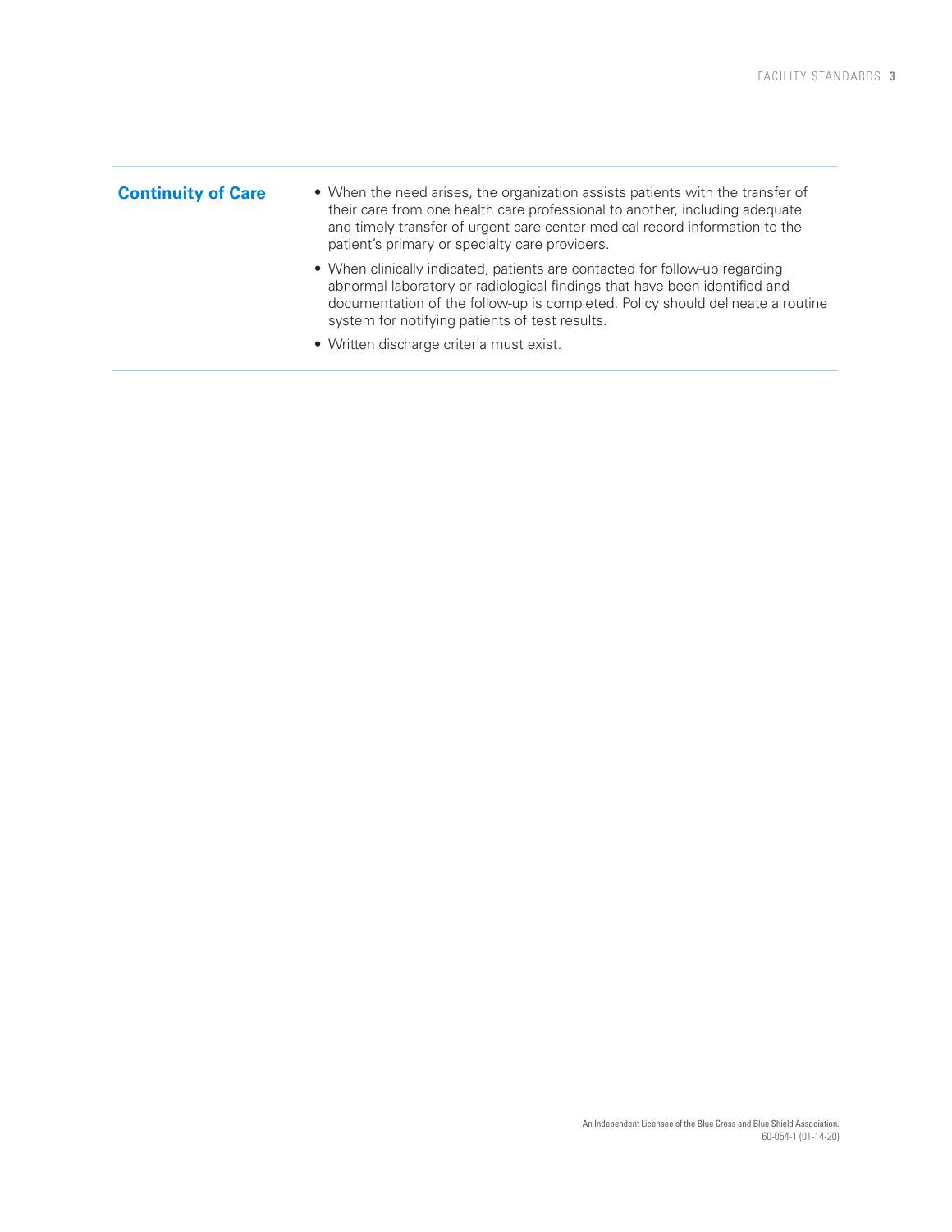## Continuity of Care

- When the need arises, the organization assists patients with the transfer of their care from one health care professional to another, including adequate and timely transfer of urgent care center medical record information to the patient's primary or specialty care providers.
- When clinically indicated, patients are contacted for follow-up regarding abnormal laboratory or radiological findings that have been identified and documentation of the follow-up is completed. Policy should delineate a routine system for notifying patients of test results.
- Written discharge criteria must exist.

An Independent Licensee of the Blue Cross and Blue Shield Association.
60-054-1 (01-14-20)